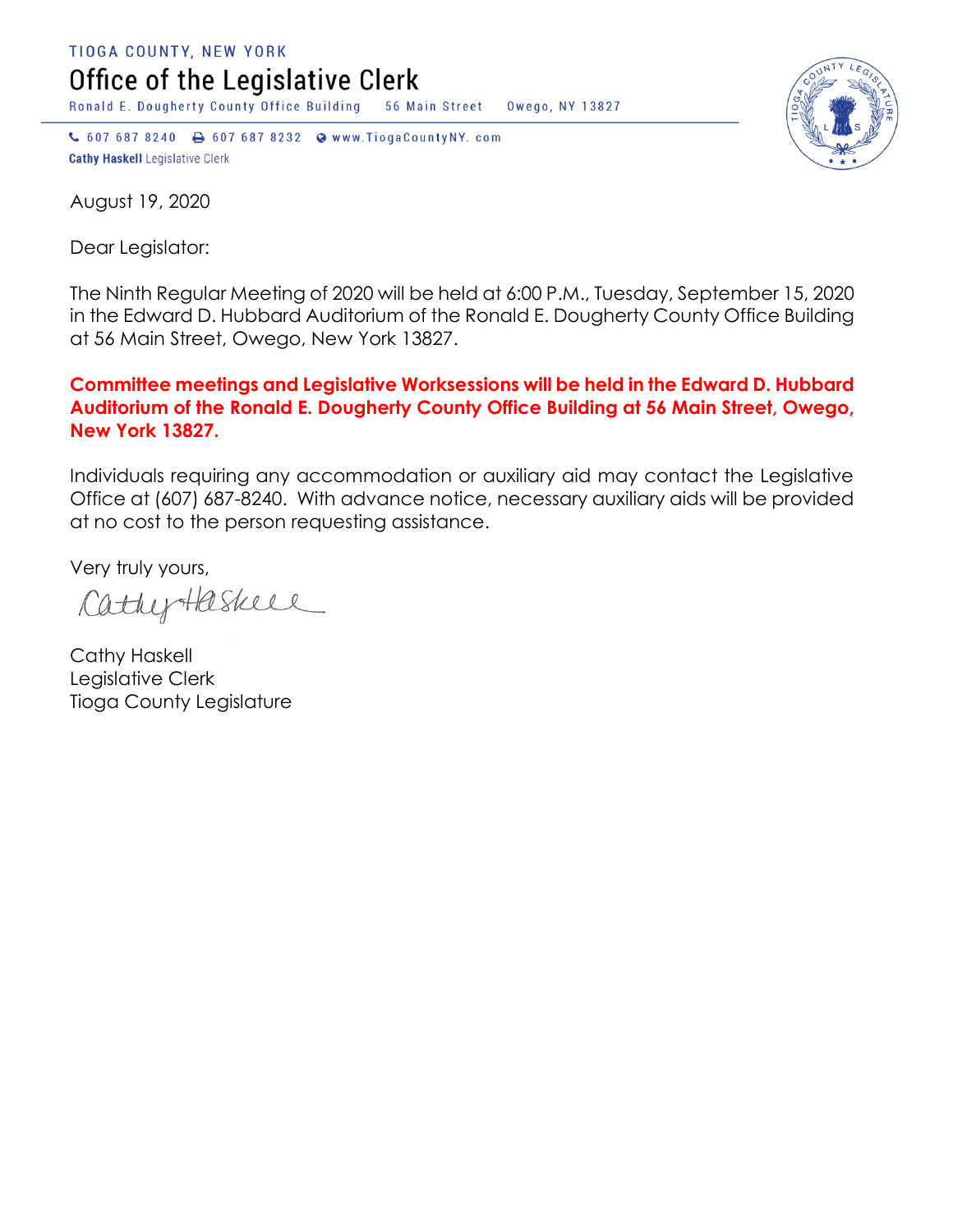TIOGA COUNTY, NEW YORK

# Office of the Legislative Clerk

Ronald E. Dougherty County Office Building 56 Main Street Owego, NY 13827

607 687 8240 607 687 8232 www.TiogaCountyNY. com

**Cathy Haskell** Legislative Clerk

August 19, 2020

Dear Legislator:

The Ninth Regular Meeting of 2020 will be held at 6:00 P.M., Tuesday, September 15, 2020 in the Edward D. Hubbard Auditorium of the Ronald E. Dougherty County Office Building at 56 Main Street, Owego, New York 13827.

**Committee meetings and Legislative Worksessions will be held in the Edward D. Hubbard Auditorium of the Ronald E. Dougherty County Office Building at 56 Main Street, Owego, New York 13827.**

Individuals requiring any accommodation or auxiliary aid may contact the Legislative Office at (607) 687-8240. With advance notice, necessary auxiliary aids will be provided at no cost to the person requesting assistance.

Very truly yours,

Cathy Haskell

Cathy Haskell
Legislative Clerk
Tioga County Legislature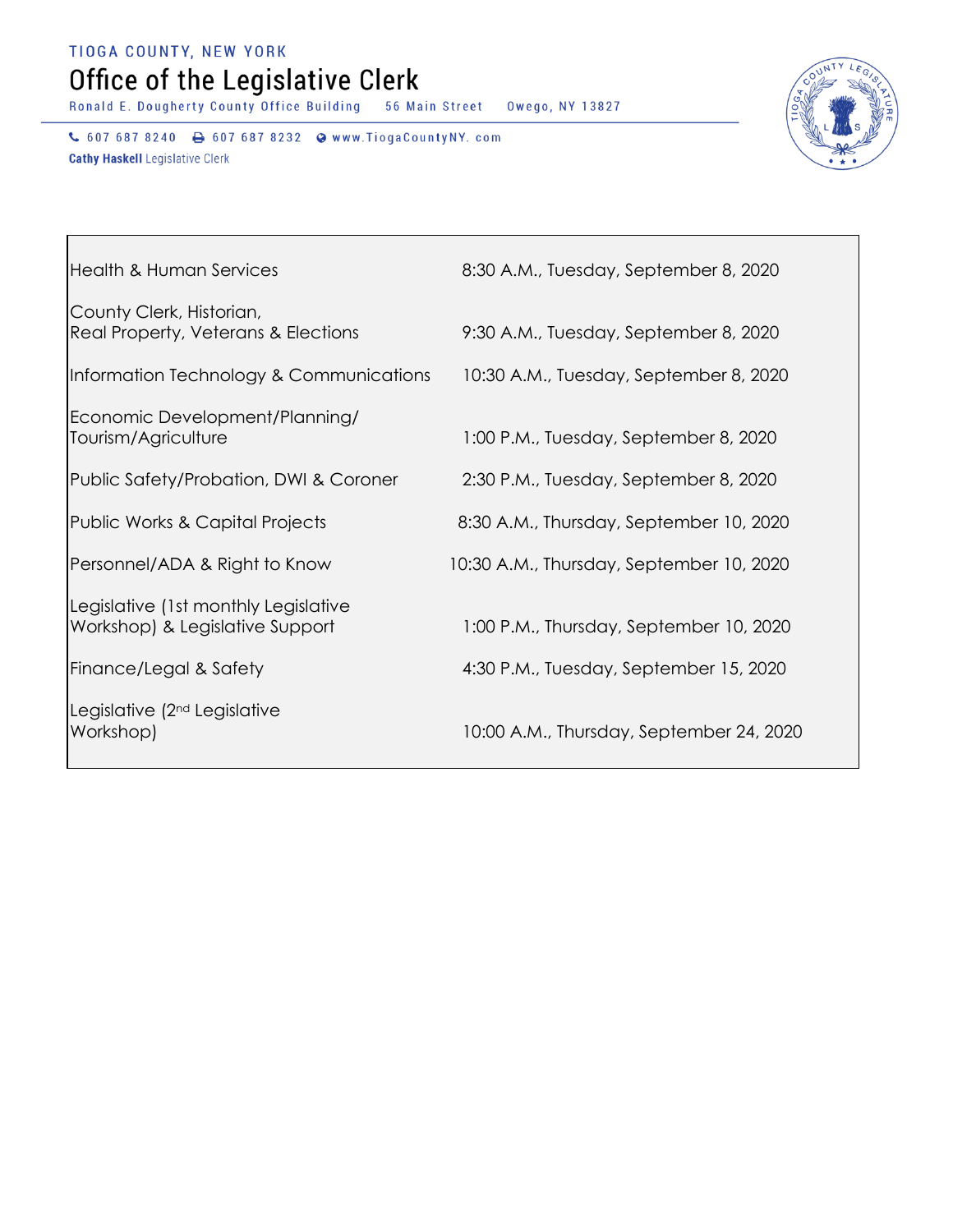TIOGA COUNTY, NEW YORK

# Office of the Legislative Clerk

Ronald E. Dougherty County Office Building 56 Main Street Owego, NY 13827

607 687 8240 607 687 8232 www.TiogaCountyNY.com

**Cathy Haskell** Legislative Clerk

| | |
|---|---|
| Health & Human Services | 8:30 A.M., Tuesday, September 8, 2020 |
| County Clerk, Historian, Real Property, Veterans & Elections | 9:30 A.M., Tuesday, September 8, 2020 |
| Information Technology & Communications | 10:30 A.M., Tuesday, September 8, 2020 |
| Economic Development/Planning/ Tourism/Agriculture | 1:00 P.M., Tuesday, September 8, 2020 |
| Public Safety/Probation, DWI & Coroner | 2:30 P.M., Tuesday, September 8, 2020 |
| Public Works & Capital Projects | 8:30 A.M., Thursday, September 10, 2020 |
| Personnel/ADA & Right to Know | 10:30 A.M., Thursday, September 10, 2020 |
| Legislative (1st monthly Legislative Workshop) & Legislative Support | 1:00 P.M., Thursday, September 10, 2020 |
| Finance/Legal & Safety | 4:30 P.M., Tuesday, September 15, 2020 |
| Legislative (2nd Legislative Workshop) | 10:00 A.M., Thursday, September 24, 2020 |